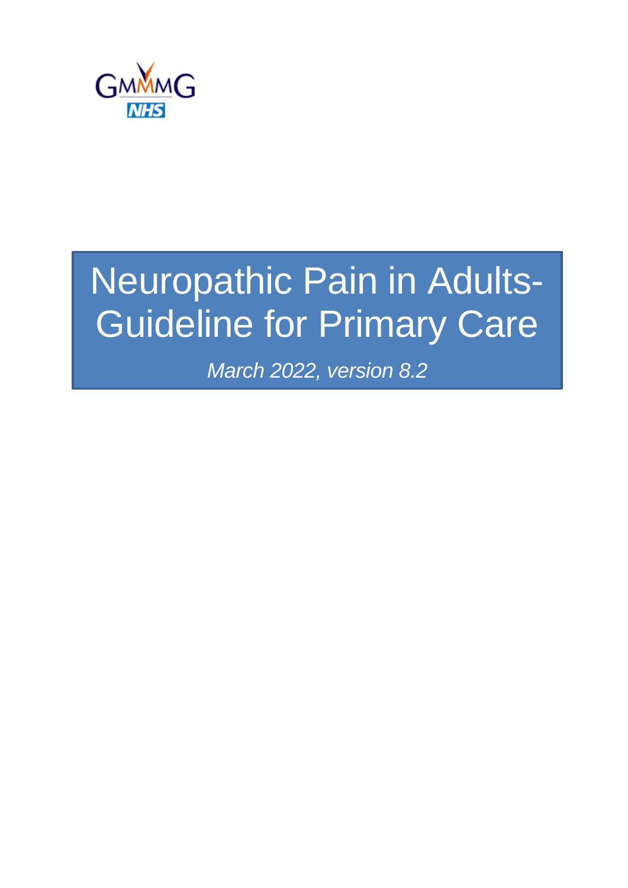GMMMG

NHS

# Neuropathic Pain in Adults-Guideline for Primary Care

*March 2022, version 8.2*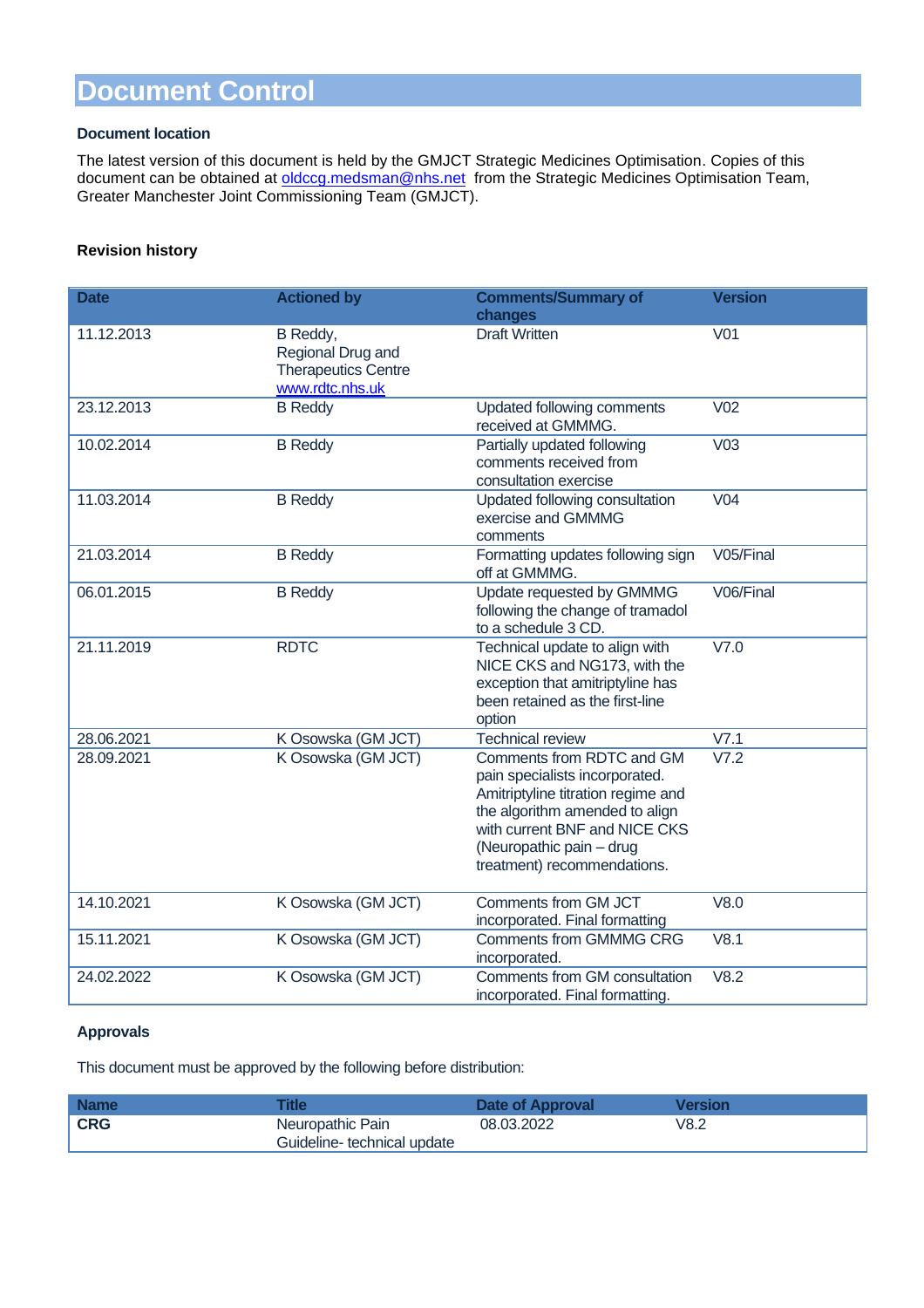# Document Control

**Document location**

The latest version of this document is held by the GMJCT Strategic Medicines Optimisation. Copies of this document can be obtained at oldccg.medsman@nhs.net from the Strategic Medicines Optimisation Team, Greater Manchester Joint Commissioning Team (GMJCT).

**Revision history**

| Date | Actioned by | Comments/Summary of changes | Version |
|---|---|---|---|
| 11.12.2013 | B Reddy, Regional Drug and Therapeutics Centre www.rdtc.nhs.uk | Draft Written | V01 |
| 23.12.2013 | B Reddy | Updated following comments received at GMMMG. | V02 |
| 10.02.2014 | B Reddy | Partially updated following comments received from consultation exercise | V03 |
| 11.03.2014 | B Reddy | Updated following consultation exercise and GMMMG comments | V04 |
| 21.03.2014 | B Reddy | Formatting updates following sign off at GMMMG. | V05/Final |
| 06.01.2015 | B Reddy | Update requested by GMMMG following the change of tramadol to a schedule 3 CD. | V06/Final |
| 21.11.2019 | RDTC | Technical update to align with NICE CKS and NG173, with the exception that amitriptyline has been retained as the first-line option | V7.0 |
| 28.06.2021 | K Osowska (GM JCT) | Technical review | V7.1 |
| 28.09.2021 | K Osowska (GM JCT) | Comments from RDTC and GM pain specialists incorporated. Amitriptyline titration regime and the algorithm amended to align with current BNF and NICE CKS (Neuropathic pain – drug treatment) recommendations. | V7.2 |
| 14.10.2021 | K Osowska (GM JCT) | Comments from GM JCT incorporated. Final formatting | V8.0 |
| 15.11.2021 | K Osowska (GM JCT) | Comments from GMMMG CRG incorporated. | V8.1 |
| 24.02.2022 | K Osowska (GM JCT) | Comments from GM consultation incorporated. Final formatting. | V8.2 |

**Approvals**

This document must be approved by the following before distribution:

| Name | Title | Date of Approval | Version |
|---|---|---|---|
| **CRG** | Neuropathic Pain Guideline- technical update | 08.03.2022 | V8.2 |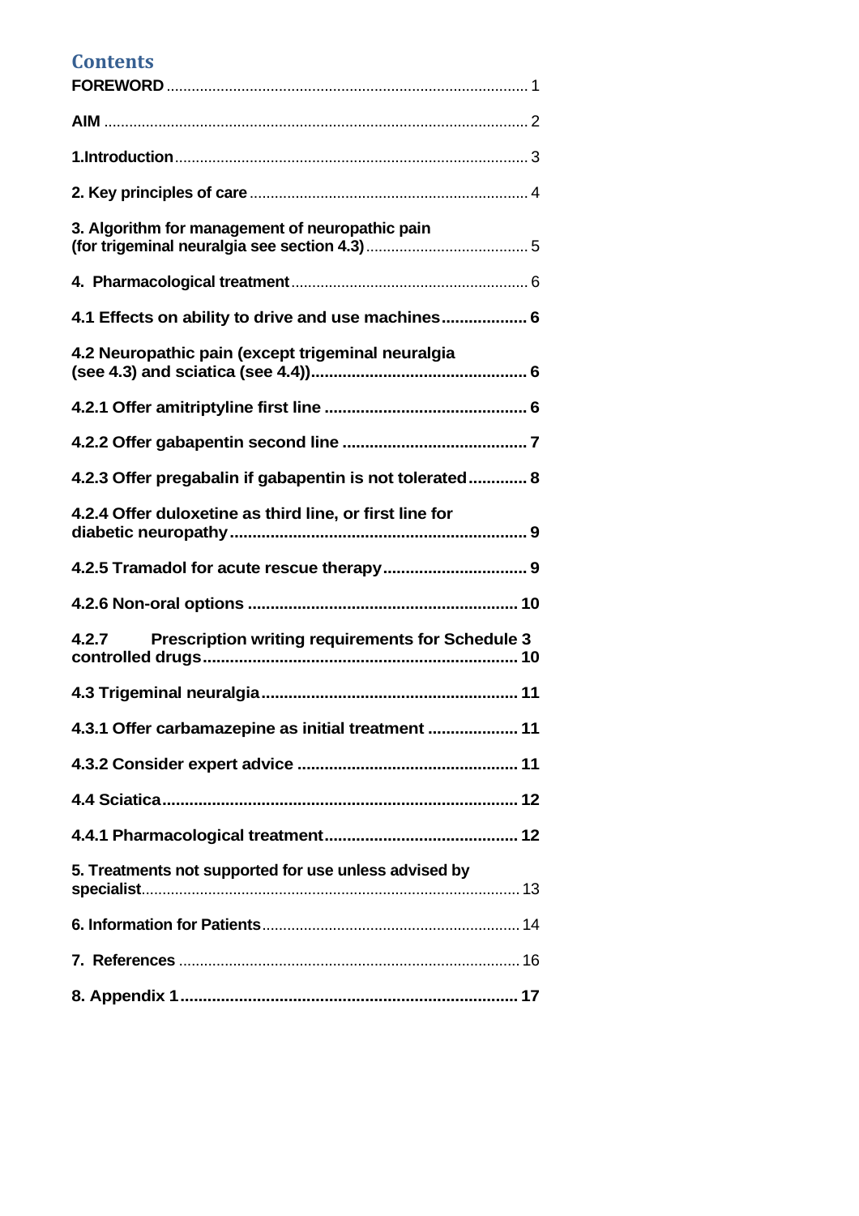## Contents

| | |
|---|---|
| **FOREWORD** | 1 |
| **AIM** | 2 |
| **1.Introduction** | 3 |
| **2. Key principles of care** | 4 |
| **3. Algorithm for management of neuropathic pain (for trigeminal neuralgia see section 4.3)** | 5 |
| **4. Pharmacological treatment** | 6 |
| **4.1 Effects on ability to drive and use machines** | **6** |
| **4.2 Neuropathic pain (except trigeminal neuralgia (see 4.3) and sciatica (see 4.4))** | **6** |
| **4.2.1 Offer amitriptyline first line** | **6** |
| **4.2.2 Offer gabapentin second line** | **7** |
| **4.2.3 Offer pregabalin if gabapentin is not tolerated** | **8** |
| **4.2.4 Offer duloxetine as third line, or first line for diabetic neuropathy** | **9** |
| **4.2.5 Tramadol for acute rescue therapy** | **9** |
| **4.2.6 Non-oral options** | **10** |
| **4.2.7 Prescription writing requirements for Schedule 3 controlled drugs** | **10** |
| **4.3 Trigeminal neuralgia** | **11** |
| **4.3.1 Offer carbamazepine as initial treatment** | **11** |
| **4.3.2 Consider expert advice** | **11** |
| **4.4 Sciatica** | **12** |
| **4.4.1 Pharmacological treatment** | **12** |
| **5. Treatments not supported for use unless advised by specialist** | 13 |
| **6. Information for Patients** | 14 |
| **7. References** | 16 |
| **8. Appendix 1** | **17** |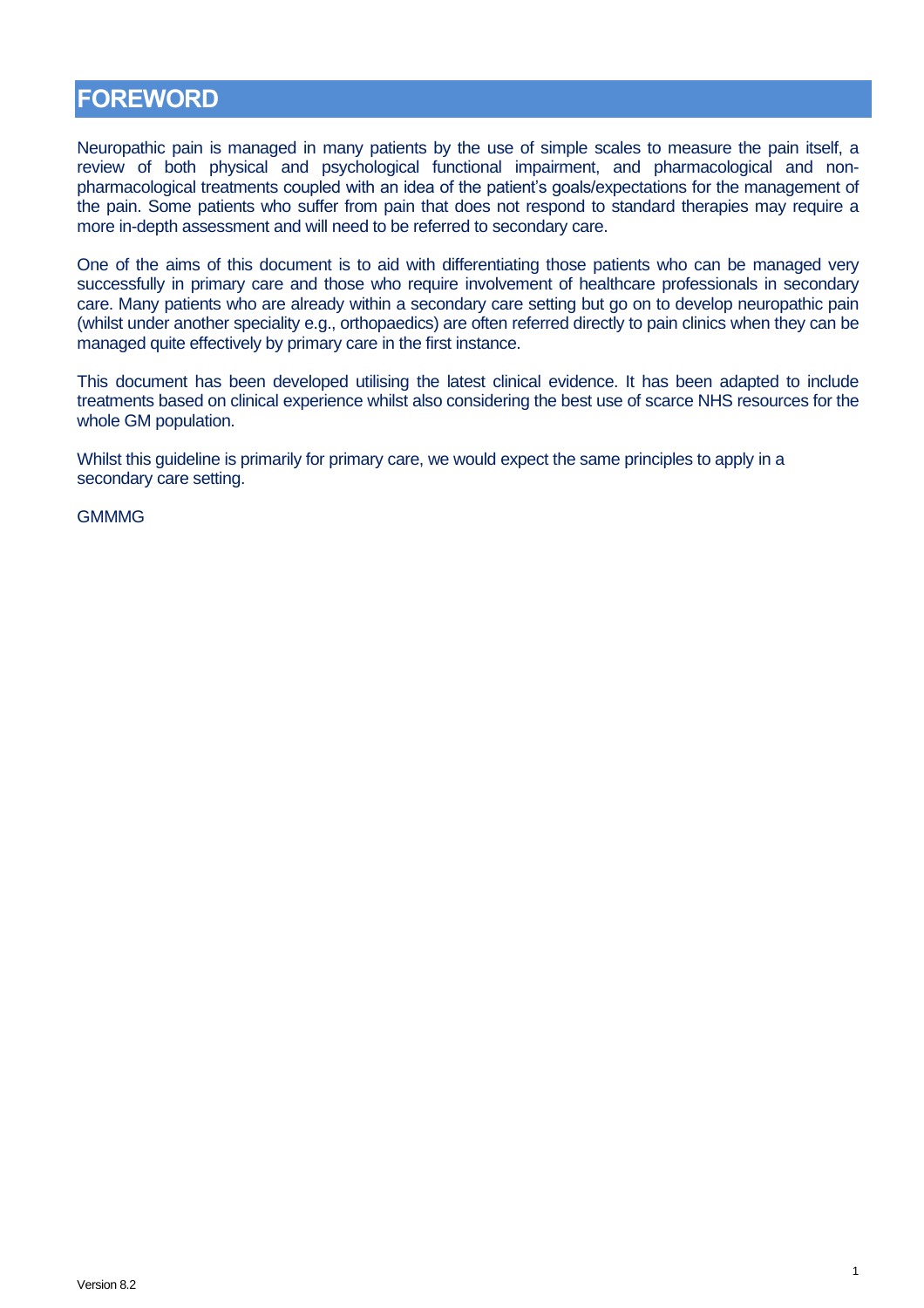# FOREWORD

Neuropathic pain is managed in many patients by the use of simple scales to measure the pain itself, a review of both physical and psychological functional impairment, and pharmacological and non-pharmacological treatments coupled with an idea of the patient's goals/expectations for the management of the pain. Some patients who suffer from pain that does not respond to standard therapies may require a more in-depth assessment and will need to be referred to secondary care.

One of the aims of this document is to aid with differentiating those patients who can be managed very successfully in primary care and those who require involvement of healthcare professionals in secondary care. Many patients who are already within a secondary care setting but go on to develop neuropathic pain (whilst under another speciality e.g., orthopaedics) are often referred directly to pain clinics when they can be managed quite effectively by primary care in the first instance.

This document has been developed utilising the latest clinical evidence. It has been adapted to include treatments based on clinical experience whilst also considering the best use of scarce NHS resources for the whole GM population.

Whilst this guideline is primarily for primary care, we would expect the same principles to apply in a secondary care setting.

GMMMG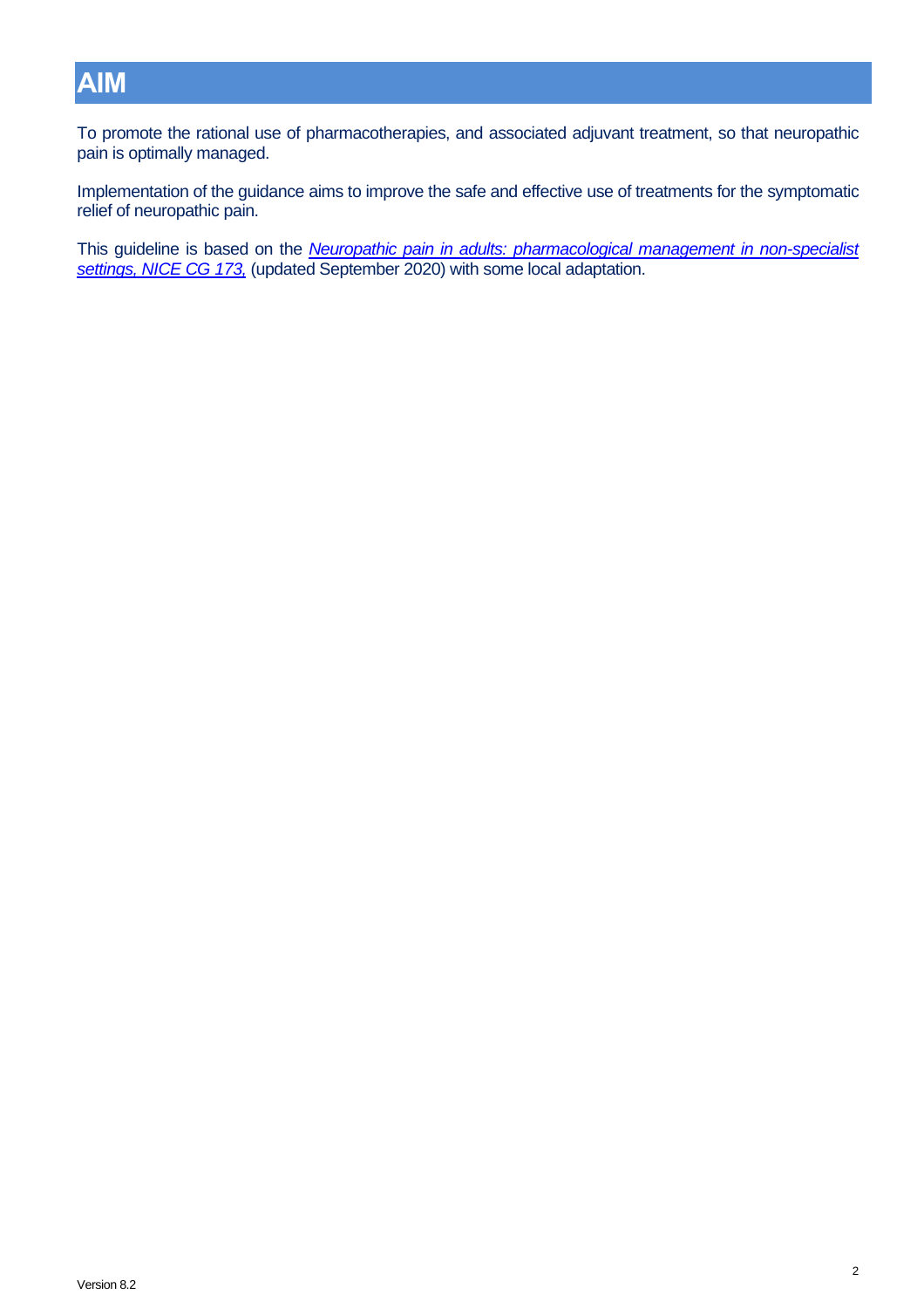# AIM

To promote the rational use of pharmacotherapies, and associated adjuvant treatment, so that neuropathic pain is optimally managed.

Implementation of the guidance aims to improve the safe and effective use of treatments for the symptomatic relief of neuropathic pain.

This guideline is based on the *Neuropathic pain in adults: pharmacological management in non-specialist settings, NICE CG 173,* (updated September 2020) with some local adaptation.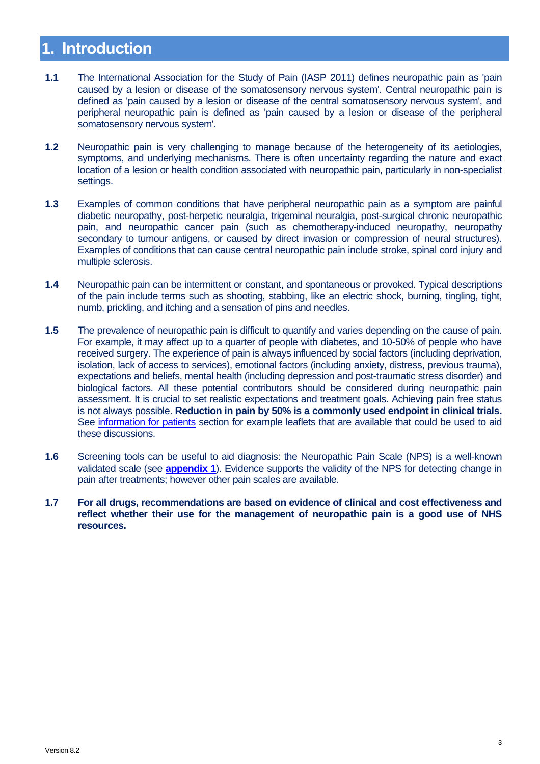# 1. Introduction

**1.1** The International Association for the Study of Pain (IASP 2011) defines neuropathic pain as 'pain caused by a lesion or disease of the somatosensory nervous system'. Central neuropathic pain is defined as 'pain caused by a lesion or disease of the central somatosensory nervous system', and peripheral neuropathic pain is defined as 'pain caused by a lesion or disease of the peripheral somatosensory nervous system'.

**1.2** Neuropathic pain is very challenging to manage because of the heterogeneity of its aetiologies, symptoms, and underlying mechanisms. There is often uncertainty regarding the nature and exact location of a lesion or health condition associated with neuropathic pain, particularly in non-specialist settings.

**1.3** Examples of common conditions that have peripheral neuropathic pain as a symptom are painful diabetic neuropathy, post-herpetic neuralgia, trigeminal neuralgia, post-surgical chronic neuropathic pain, and neuropathic cancer pain (such as chemotherapy-induced neuropathy, neuropathy secondary to tumour antigens, or caused by direct invasion or compression of neural structures). Examples of conditions that can cause central neuropathic pain include stroke, spinal cord injury and multiple sclerosis.

**1.4** Neuropathic pain can be intermittent or constant, and spontaneous or provoked. Typical descriptions of the pain include terms such as shooting, stabbing, like an electric shock, burning, tingling, tight, numb, prickling, and itching and a sensation of pins and needles.

**1.5** The prevalence of neuropathic pain is difficult to quantify and varies depending on the cause of pain. For example, it may affect up to a quarter of people with diabetes, and 10-50% of people who have received surgery. The experience of pain is always influenced by social factors (including deprivation, isolation, lack of access to services), emotional factors (including anxiety, distress, previous trauma), expectations and beliefs, mental health (including depression and post-traumatic stress disorder) and biological factors. All these potential contributors should be considered during neuropathic pain assessment. It is crucial to set realistic expectations and treatment goals. Achieving pain free status is not always possible. **Reduction in pain by 50% is a commonly used endpoint in clinical trials.** See information for patients section for example leaflets that are available that could be used to aid these discussions.

**1.6** Screening tools can be useful to aid diagnosis: the Neuropathic Pain Scale (NPS) is a well-known validated scale (see **appendix 1**). Evidence supports the validity of the NPS for detecting change in pain after treatments; however other pain scales are available.

**1.7** **For all drugs, recommendations are based on evidence of clinical and cost effectiveness and reflect whether their use for the management of neuropathic pain is a good use of NHS resources.**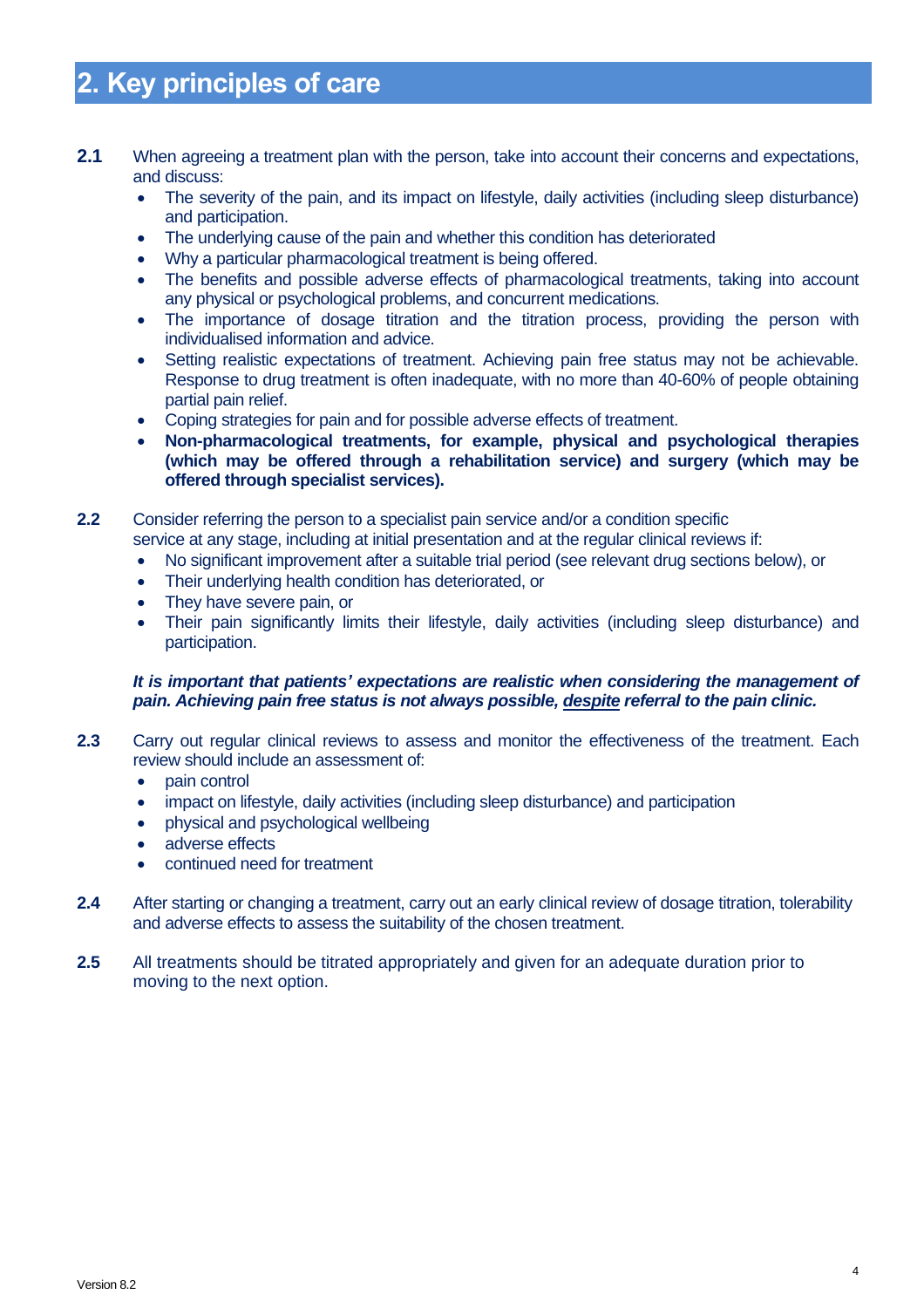## 2. Key principles of care

**2.1** When agreeing a treatment plan with the person, take into account their concerns and expectations, and discuss:

- The severity of the pain, and its impact on lifestyle, daily activities (including sleep disturbance) and participation.
- The underlying cause of the pain and whether this condition has deteriorated
- Why a particular pharmacological treatment is being offered.
- The benefits and possible adverse effects of pharmacological treatments, taking into account any physical or psychological problems, and concurrent medications.
- The importance of dosage titration and the titration process, providing the person with individualised information and advice.
- Setting realistic expectations of treatment. Achieving pain free status may not be achievable. Response to drug treatment is often inadequate, with no more than 40-60% of people obtaining partial pain relief.
- Coping strategies for pain and for possible adverse effects of treatment.
- **Non-pharmacological treatments, for example, physical and psychological therapies (which may be offered through a rehabilitation service) and surgery (which may be offered through specialist services).**

**2.2** Consider referring the person to a specialist pain service and/or a condition specific service at any stage, including at initial presentation and at the regular clinical reviews if:

- No significant improvement after a suitable trial period (see relevant drug sections below), or
- Their underlying health condition has deteriorated, or
- They have severe pain, or
- Their pain significantly limits their lifestyle, daily activities (including sleep disturbance) and participation.

***It is important that patients' expectations are realistic when considering the management of pain. Achieving pain free status is not always possible, despite referral to the pain clinic.***

**2.3** Carry out regular clinical reviews to assess and monitor the effectiveness of the treatment. Each review should include an assessment of:

- pain control
- impact on lifestyle, daily activities (including sleep disturbance) and participation
- physical and psychological wellbeing
- adverse effects
- continued need for treatment

**2.4** After starting or changing a treatment, carry out an early clinical review of dosage titration, tolerability and adverse effects to assess the suitability of the chosen treatment.

**2.5** All treatments should be titrated appropriately and given for an adequate duration prior to moving to the next option.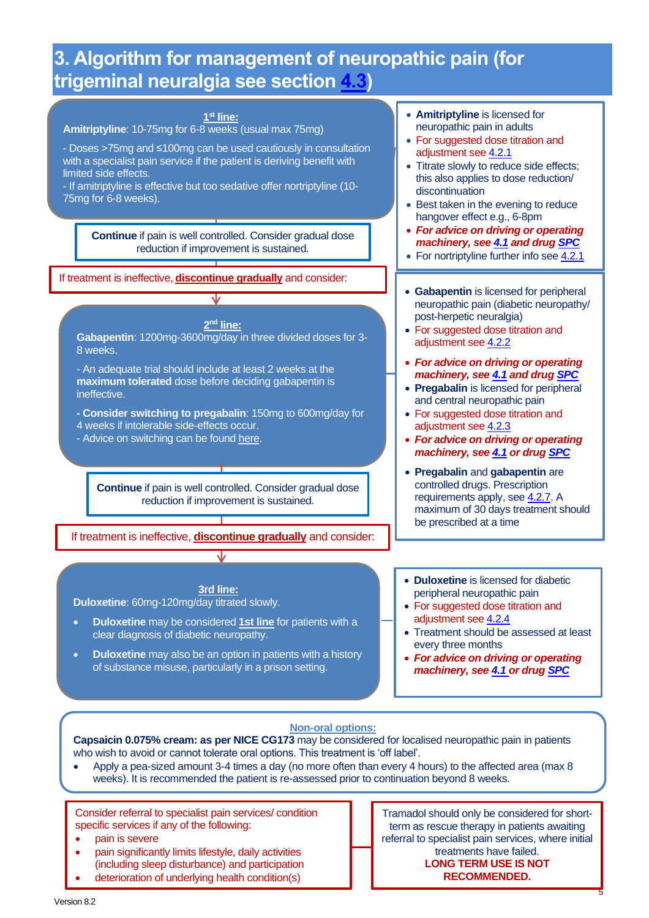# 3. Algorithm for management of neuropathic pain (for trigeminal neuralgia see section 4.3)

**1st line:**
**Amitriptyline**: 10-75mg for 6-8 weeks (usual max 75mg)

- Doses >75mg and ≤100mg can be used cautiously in consultation with a specialist pain service if the patient is deriving benefit with limited side effects.
- If amitriptyline is effective but too sedative offer nortriptyline (10-75mg for 6-8 weeks).

- **Amitriptyline** is licensed for neuropathic pain in adults
- For suggested dose titration and adjustment see 4.2.1
- Titrate slowly to reduce side effects; this also applies to dose reduction/ discontinuation
- Best taken in the evening to reduce hangover effect e.g., 6-8pm
- ***For advice on driving or operating machinery, see 4.1 and drug SPC***
- For nortriptyline further info see 4.2.1

**Continue** if pain is well controlled. Consider gradual dose reduction if improvement is sustained.

If treatment is ineffective, **discontinue gradually** and consider:

**2nd line:**
**Gabapentin**: 1200mg-3600mg/day in three divided doses for 3-8 weeks.

- An adequate trial should include at least 2 weeks at the **maximum tolerated** dose before deciding gabapentin is ineffective.

**- Consider switching to pregabalin**: 150mg to 600mg/day for 4 weeks if intolerable side-effects occur.
- Advice on switching can be found here.

- **Gabapentin** is licensed for peripheral neuropathic pain (diabetic neuropathy/ post-herpetic neuralgia)
- For suggested dose titration and adjustment see 4.2.2
- ***For advice on driving or operating machinery, see 4.1 and drug SPC***
- **Pregabalin** is licensed for peripheral and central neuropathic pain
- For suggested dose titration and adjustment see 4.2.3
- ***For advice on driving or operating machinery, see 4.1 or drug SPC***
- **Pregabalin** and **gabapentin** are controlled drugs. Prescription requirements apply, see 4.2.7. A maximum of 30 days treatment should be prescribed at a time

**Continue** if pain is well controlled. Consider gradual dose reduction if improvement is sustained.

If treatment is ineffective, **discontinue gradually** and consider:

**3rd line:**
**Duloxetine**: 60mg-120mg/day titrated slowly.

- **Duloxetine** may be considered **1st line** for patients with a clear diagnosis of diabetic neuropathy.
- **Duloxetine** may also be an option in patients with a history of substance misuse, particularly in a prison setting.

- **Duloxetine** is licensed for diabetic peripheral neuropathic pain
- For suggested dose titration and adjustment see 4.2.4
- Treatment should be assessed at least every three months
- ***For advice on driving or operating machinery, see 4.1 or drug SPC***

**Non-oral options:**
**Capsaicin 0.075% cream: as per NICE CG173** may be considered for localised neuropathic pain in patients who wish to avoid or cannot tolerate oral options. This treatment is 'off label'.

- Apply a pea-sized amount 3-4 times a day (no more often than every 4 hours) to the affected area (max 8 weeks). It is recommended the patient is re-assessed prior to continuation beyond 8 weeks.

Consider referral to specialist pain services/ condition specific services if any of the following:

- pain is severe
- pain significantly limits lifestyle, daily activities (including sleep disturbance) and participation
- deterioration of underlying health condition(s)

Tramadol should only be considered for short-term as rescue therapy in patients awaiting referral to specialist pain services, where initial treatments have failed.
**LONG TERM USE IS NOT RECOMMENDED.**

Version 8.2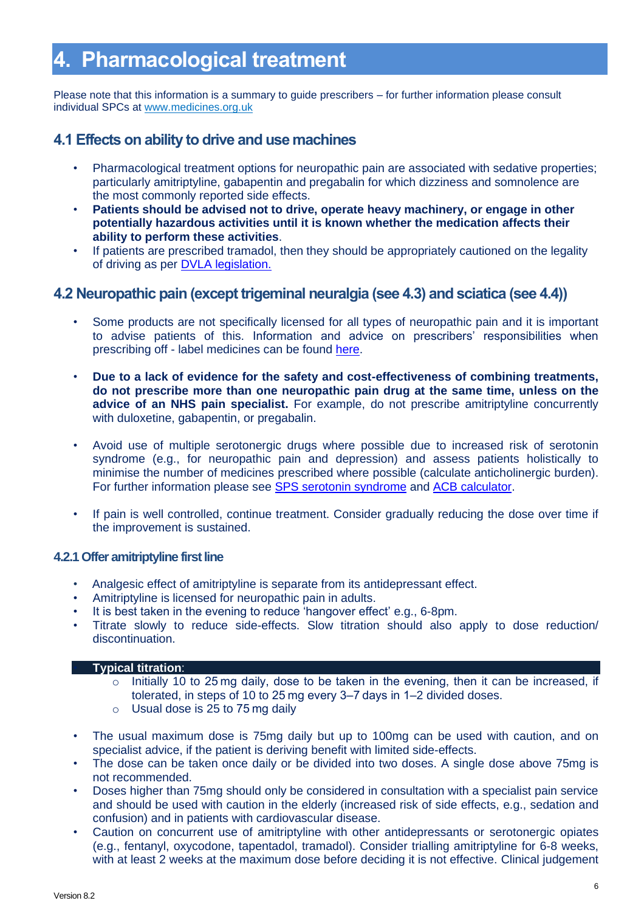# 4. Pharmacological treatment

Please note that this information is a summary to guide prescribers – for further information please consult individual SPCs at [www.medicines.org.uk](www.medicines.org.uk)

## 4.1 Effects on ability to drive and use machines

- Pharmacological treatment options for neuropathic pain are associated with sedative properties; particularly amitriptyline, gabapentin and pregabalin for which dizziness and somnolence are the most commonly reported side effects.
- **Patients should be advised not to drive, operate heavy machinery, or engage in other potentially hazardous activities until it is known whether the medication affects their ability to perform these activities**.
- If patients are prescribed tramadol, then they should be appropriately cautioned on the legality of driving as per DVLA legislation.

## 4.2 Neuropathic pain (except trigeminal neuralgia (see 4.3) and sciatica (see 4.4))

- Some products are not specifically licensed for all types of neuropathic pain and it is important to advise patients of this. Information and advice on prescribers' responsibilities when prescribing off - label medicines can be found here.
- **Due to a lack of evidence for the safety and cost-effectiveness of combining treatments, do not prescribe more than one neuropathic pain drug at the same time, unless on the advice of an NHS pain specialist.** For example, do not prescribe amitriptyline concurrently with duloxetine, gabapentin, or pregabalin.
- Avoid use of multiple serotonergic drugs where possible due to increased risk of serotonin syndrome (e.g., for neuropathic pain and depression) and assess patients holistically to minimise the number of medicines prescribed where possible (calculate anticholinergic burden). For further information please see SPS serotonin syndrome and ACB calculator.
- If pain is well controlled, continue treatment. Consider gradually reducing the dose over time if the improvement is sustained.

### 4.2.1 Offer amitriptyline first line

- Analgesic effect of amitriptyline is separate from its antidepressant effect.
- Amitriptyline is licensed for neuropathic pain in adults.
- It is best taken in the evening to reduce 'hangover effect' e.g., 6-8pm.
- Titrate slowly to reduce side-effects. Slow titration should also apply to dose reduction/ discontinuation.

**Typical titration**:

- Initially 10 to 25 mg daily, dose to be taken in the evening, then it can be increased, if tolerated, in steps of 10 to 25 mg every 3–7 days in 1–2 divided doses.
- Usual dose is 25 to 75 mg daily

- The usual maximum dose is 75mg daily but up to 100mg can be used with caution, and on specialist advice, if the patient is deriving benefit with limited side-effects.
- The dose can be taken once daily or be divided into two doses. A single dose above 75mg is not recommended.
- Doses higher than 75mg should only be considered in consultation with a specialist pain service and should be used with caution in the elderly (increased risk of side effects, e.g., sedation and confusion) and in patients with cardiovascular disease.
- Caution on concurrent use of amitriptyline with other antidepressants or serotonergic opiates (e.g., fentanyl, oxycodone, tapentadol, tramadol). Consider trialling amitriptyline for 6-8 weeks, with at least 2 weeks at the maximum dose before deciding it is not effective. Clinical judgement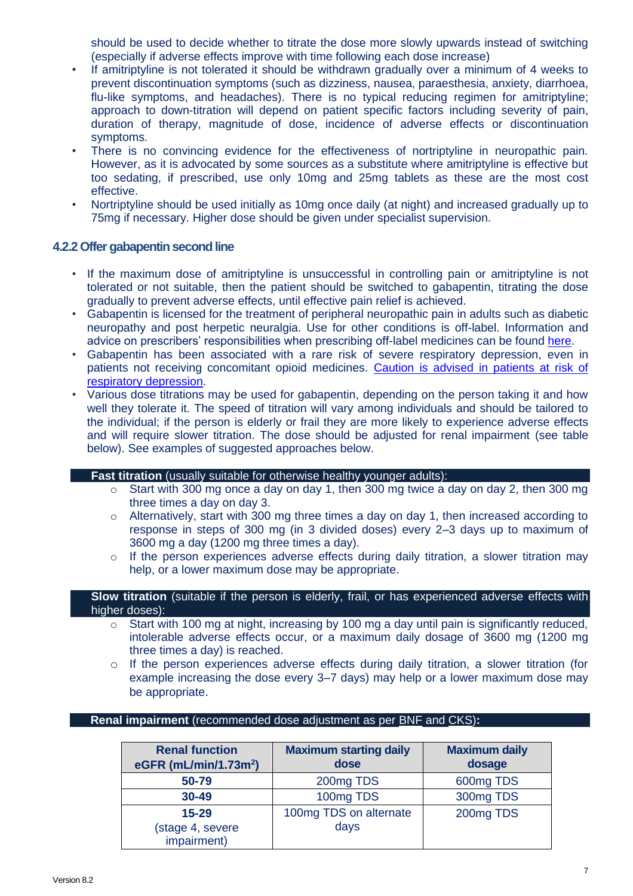should be used to decide whether to titrate the dose more slowly upwards instead of switching (especially if adverse effects improve with time following each dose increase)

- If amitriptyline is not tolerated it should be withdrawn gradually over a minimum of 4 weeks to prevent discontinuation symptoms (such as dizziness, nausea, paraesthesia, anxiety, diarrhoea, flu-like symptoms, and headaches). There is no typical reducing regimen for amitriptyline; approach to down-titration will depend on patient specific factors including severity of pain, duration of therapy, magnitude of dose, incidence of adverse effects or discontinuation symptoms.
- There is no convincing evidence for the effectiveness of nortriptyline in neuropathic pain. However, as it is advocated by some sources as a substitute where amitriptyline is effective but too sedating, if prescribed, use only 10mg and 25mg tablets as these are the most cost effective.
- Nortriptyline should be used initially as 10mg once daily (at night) and increased gradually up to 75mg if necessary. Higher dose should be given under specialist supervision.

### 4.2.2 Offer gabapentin second line

- If the maximum dose of amitriptyline is unsuccessful in controlling pain or amitriptyline is not tolerated or not suitable, then the patient should be switched to gabapentin, titrating the dose gradually to prevent adverse effects, until effective pain relief is achieved.
- Gabapentin is licensed for the treatment of peripheral neuropathic pain in adults such as diabetic neuropathy and post herpetic neuralgia. Use for other conditions is off-label. Information and advice on prescribers' responsibilities when prescribing off-label medicines can be found here.
- Gabapentin has been associated with a rare risk of severe respiratory depression, even in patients not receiving concomitant opioid medicines. Caution is advised in patients at risk of respiratory depression.
- Various dose titrations may be used for gabapentin, depending on the person taking it and how well they tolerate it. The speed of titration will vary among individuals and should be tailored to the individual; if the person is elderly or frail they are more likely to experience adverse effects and will require slower titration. The dose should be adjusted for renal impairment (see table below). See examples of suggested approaches below.

**Fast titration** (usually suitable for otherwise healthy younger adults):

- Start with 300 mg once a day on day 1, then 300 mg twice a day on day 2, then 300 mg three times a day on day 3.
- Alternatively, start with 300 mg three times a day on day 1, then increased according to response in steps of 300 mg (in 3 divided doses) every 2–3 days up to maximum of 3600 mg a day (1200 mg three times a day).
- If the person experiences adverse effects during daily titration, a slower titration may help, or a lower maximum dose may be appropriate.

**Slow titration** (suitable if the person is elderly, frail, or has experienced adverse effects with higher doses):

- Start with 100 mg at night, increasing by 100 mg a day until pain is significantly reduced, intolerable adverse effects occur, or a maximum daily dosage of 3600 mg (1200 mg three times a day) is reached.
- If the person experiences adverse effects during daily titration, a slower titration (for example increasing the dose every 3–7 days) may help or a lower maximum dose may be appropriate.

**Renal impairment** (recommended dose adjustment as per BNF and CKS)**:**

| Renal function eGFR (mL/min/1.73m$^2$) | Maximum starting daily dose | Maximum daily dosage |
|---|---|---|
| 50-79 | 200mg TDS | 600mg TDS |
| 30-49 | 100mg TDS | 300mg TDS |
| 15-29 (stage 4, severe impairment) | 100mg TDS on alternate days | 200mg TDS |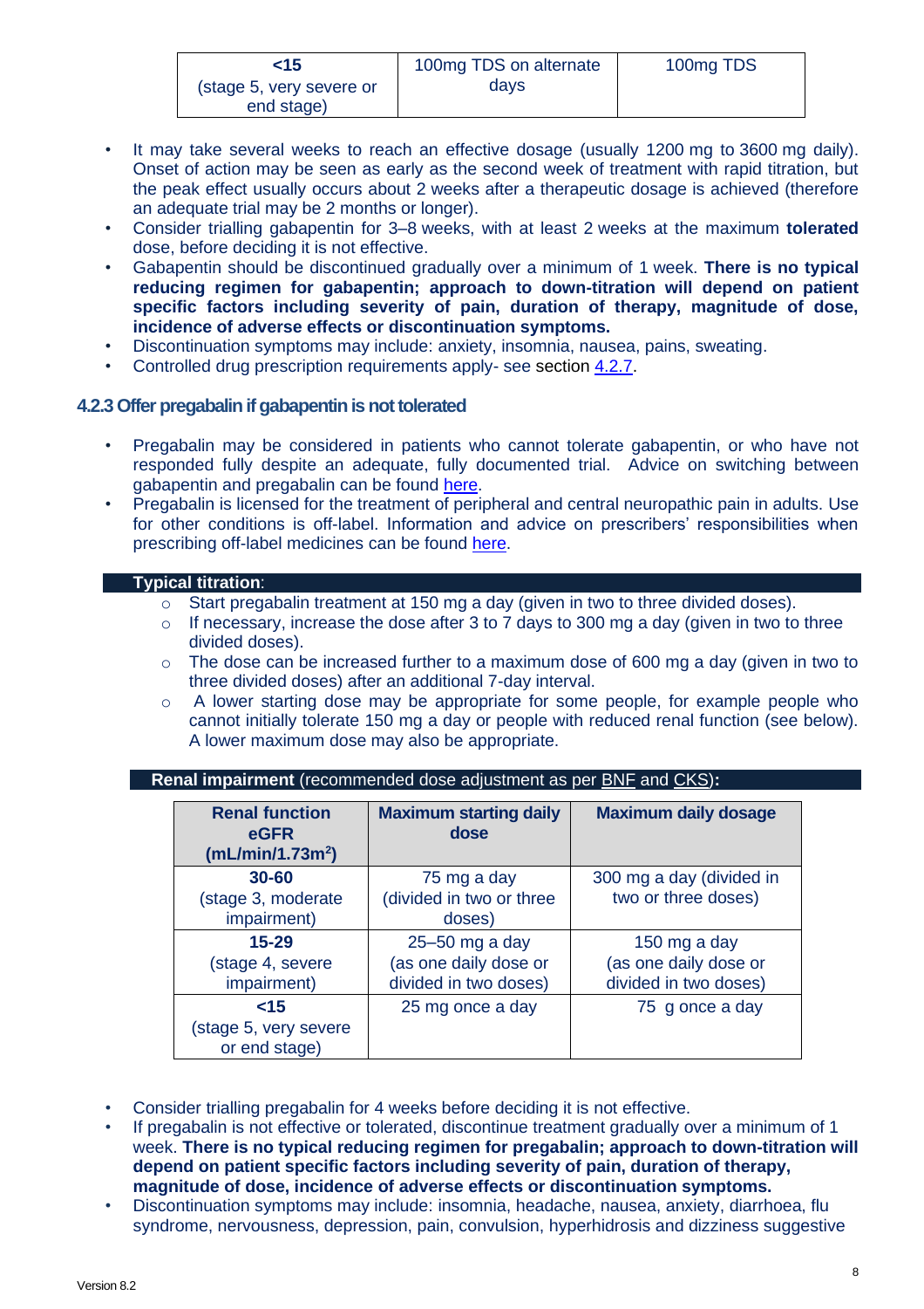| <15 (stage 5, very severe or end stage) | 100mg TDS on alternate days | 100mg TDS |
|---|---|---|

- It may take several weeks to reach an effective dosage (usually 1200 mg to 3600 mg daily). Onset of action may be seen as early as the second week of treatment with rapid titration, but the peak effect usually occurs about 2 weeks after a therapeutic dosage is achieved (therefore an adequate trial may be 2 months or longer).
- Consider trialling gabapentin for 3–8 weeks, with at least 2 weeks at the maximum **tolerated** dose, before deciding it is not effective.
- Gabapentin should be discontinued gradually over a minimum of 1 week. **There is no typical reducing regimen for gabapentin; approach to down-titration will depend on patient specific factors including severity of pain, duration of therapy, magnitude of dose, incidence of adverse effects or discontinuation symptoms.**
- Discontinuation symptoms may include: anxiety, insomnia, nausea, pains, sweating.
- Controlled drug prescription requirements apply- see section 4.2.7.

### 4.2.3 Offer pregabalin if gabapentin is not tolerated

- Pregabalin may be considered in patients who cannot tolerate gabapentin, or who have not responded fully despite an adequate, fully documented trial. Advice on switching between gabapentin and pregabalin can be found here.
- Pregabalin is licensed for the treatment of peripheral and central neuropathic pain in adults. Use for other conditions is off-label. Information and advice on prescribers' responsibilities when prescribing off-label medicines can be found here.

**Typical titration**:

- Start pregabalin treatment at 150 mg a day (given in two to three divided doses).
- If necessary, increase the dose after 3 to 7 days to 300 mg a day (given in two to three divided doses).
- The dose can be increased further to a maximum dose of 600 mg a day (given in two to three divided doses) after an additional 7-day interval.
- A lower starting dose may be appropriate for some people, for example people who cannot initially tolerate 150 mg a day or people with reduced renal function (see below). A lower maximum dose may also be appropriate.

**Renal impairment** (recommended dose adjustment as per BNF and CKS)**:**

| Renal function eGFR (mL/min/1.73m$^2$) | Maximum starting daily dose | Maximum daily dosage |
|---|---|---|
| **30-60** (stage 3, moderate impairment) | 75 mg a day (divided in two or three doses) | 300 mg a day (divided in two or three doses) |
| **15-29** (stage 4, severe impairment) | 25–50 mg a day (as one daily dose or divided in two doses) | 150 mg a day (as one daily dose or divided in two doses) |
| **<15** (stage 5, very severe or end stage) | 25 mg once a day | 75 g once a day |

- Consider trialling pregabalin for 4 weeks before deciding it is not effective.
- If pregabalin is not effective or tolerated, discontinue treatment gradually over a minimum of 1 week. **There is no typical reducing regimen for pregabalin; approach to down-titration will depend on patient specific factors including severity of pain, duration of therapy, magnitude of dose, incidence of adverse effects or discontinuation symptoms.**
- Discontinuation symptoms may include: insomnia, headache, nausea, anxiety, diarrhoea, flu syndrome, nervousness, depression, pain, convulsion, hyperhidrosis and dizziness suggestive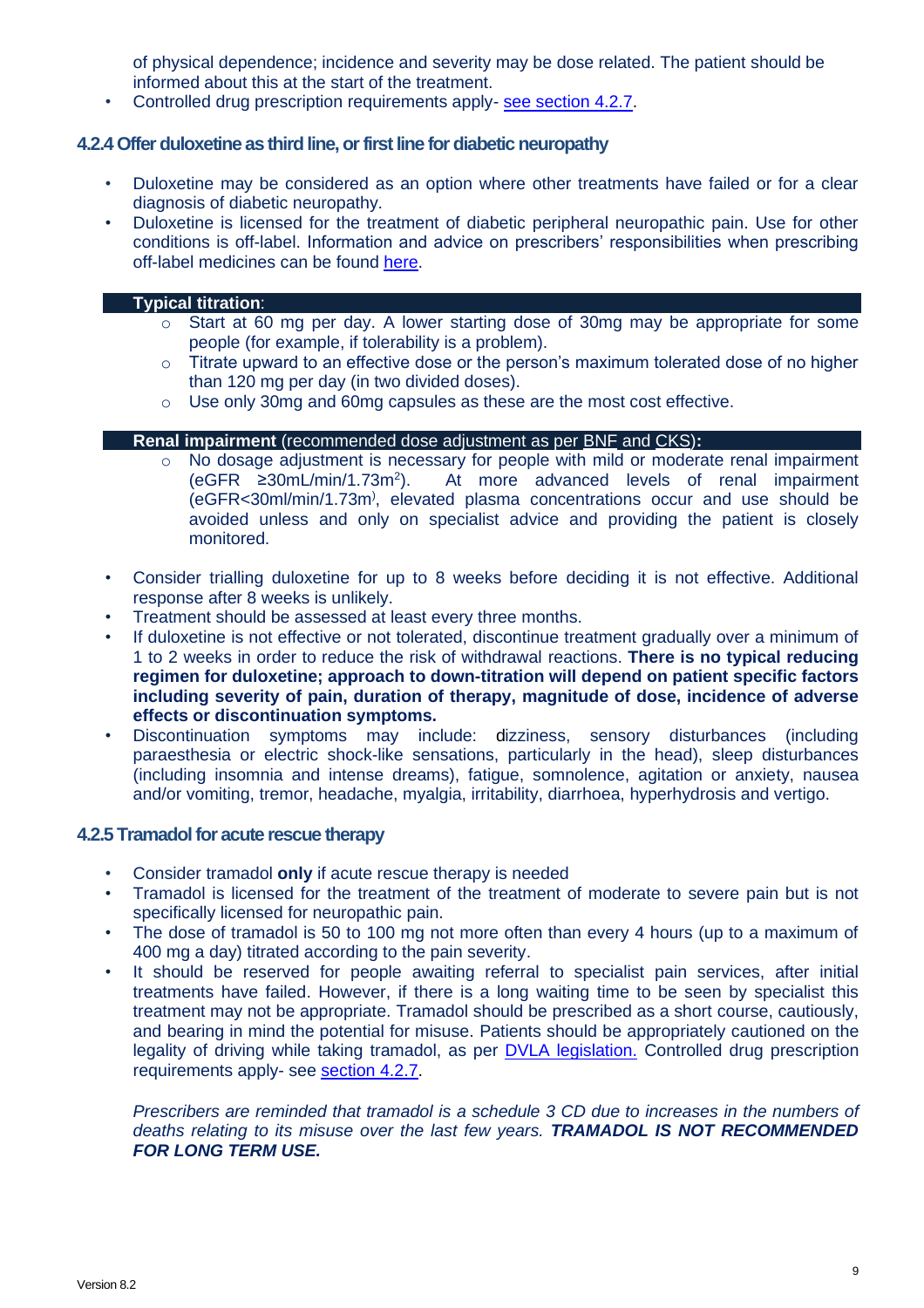of physical dependence; incidence and severity may be dose related. The patient should be informed about this at the start of the treatment.

- Controlled drug prescription requirements apply- see section 4.2.7.

### 4.2.4 Offer duloxetine as third line, or first line for diabetic neuropathy

- Duloxetine may be considered as an option where other treatments have failed or for a clear diagnosis of diabetic neuropathy.
- Duloxetine is licensed for the treatment of diabetic peripheral neuropathic pain. Use for other conditions is off-label. Information and advice on prescribers' responsibilities when prescribing off-label medicines can be found here.

**Typical titration**:

- Start at 60 mg per day. A lower starting dose of 30mg may be appropriate for some people (for example, if tolerability is a problem).
- Titrate upward to an effective dose or the person's maximum tolerated dose of no higher than 120 mg per day (in two divided doses).
- Use only 30mg and 60mg capsules as these are the most cost effective.

**Renal impairment** (recommended dose adjustment as per BNF and CKS)**:**

- No dosage adjustment is necessary for people with mild or moderate renal impairment (eGFR ≥30mL/min/1.73m$^2$). At more advanced levels of renal impairment (eGFR<30ml/min/1.73m), elevated plasma concentrations occur and use should be avoided unless and only on specialist advice and providing the patient is closely monitored.

- Consider trialling duloxetine for up to 8 weeks before deciding it is not effective. Additional response after 8 weeks is unlikely.
- Treatment should be assessed at least every three months.
- If duloxetine is not effective or not tolerated, discontinue treatment gradually over a minimum of 1 to 2 weeks in order to reduce the risk of withdrawal reactions. **There is no typical reducing regimen for duloxetine; approach to down-titration will depend on patient specific factors including severity of pain, duration of therapy, magnitude of dose, incidence of adverse effects or discontinuation symptoms.**
- Discontinuation symptoms may include: dizziness, sensory disturbances (including paraesthesia or electric shock-like sensations, particularly in the head), sleep disturbances (including insomnia and intense dreams), fatigue, somnolence, agitation or anxiety, nausea and/or vomiting, tremor, headache, myalgia, irritability, diarrhoea, hyperhydrosis and vertigo.

### 4.2.5 Tramadol for acute rescue therapy

- Consider tramadol **only** if acute rescue therapy is needed
- Tramadol is licensed for the treatment of the treatment of moderate to severe pain but is not specifically licensed for neuropathic pain.
- The dose of tramadol is 50 to 100 mg not more often than every 4 hours (up to a maximum of 400 mg a day) titrated according to the pain severity.
- It should be reserved for people awaiting referral to specialist pain services, after initial treatments have failed. However, if there is a long waiting time to be seen by specialist this treatment may not be appropriate. Tramadol should be prescribed as a short course, cautiously, and bearing in mind the potential for misuse. Patients should be appropriately cautioned on the legality of driving while taking tramadol, as per DVLA legislation. Controlled drug prescription requirements apply- see section 4.2.7.

*Prescribers are reminded that tramadol is a schedule 3 CD due to increases in the numbers of deaths relating to its misuse over the last few years.* ***TRAMADOL IS NOT RECOMMENDED FOR LONG TERM USE.***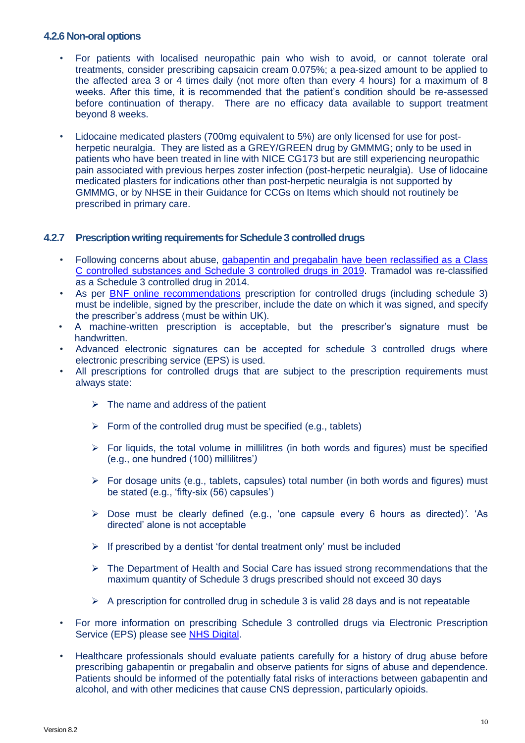### 4.2.6 Non-oral options

- For patients with localised neuropathic pain who wish to avoid, or cannot tolerate oral treatments, consider prescribing capsaicin cream 0.075%; a pea-sized amount to be applied to the affected area 3 or 4 times daily (not more often than every 4 hours) for a maximum of 8 weeks. After this time, it is recommended that the patient's condition should be re-assessed before continuation of therapy. There are no efficacy data available to support treatment beyond 8 weeks.
- Lidocaine medicated plasters (700mg equivalent to 5%) are only licensed for use for post-herpetic neuralgia. They are listed as a GREY/GREEN drug by GMMMG; only to be used in patients who have been treated in line with NICE CG173 but are still experiencing neuropathic pain associated with previous herpes zoster infection (post-herpetic neuralgia). Use of lidocaine medicated plasters for indications other than post-herpetic neuralgia is not supported by GMMMG, or by NHSE in their Guidance for CCGs on Items which should not routinely be prescribed in primary care.

### 4.2.7 Prescription writing requirements for Schedule 3 controlled drugs

- Following concerns about abuse, gabapentin and pregabalin have been reclassified as a Class C controlled substances and Schedule 3 controlled drugs in 2019. Tramadol was re-classified as a Schedule 3 controlled drug in 2014.
- As per BNF online recommendations prescription for controlled drugs (including schedule 3) must be indelible, signed by the prescriber, include the date on which it was signed, and specify the prescriber's address (must be within UK).
- A machine-written prescription is acceptable, but the prescriber's signature must be handwritten.
- Advanced electronic signatures can be accepted for schedule 3 controlled drugs where electronic prescribing service (EPS) is used.
- All prescriptions for controlled drugs that are subject to the prescription requirements must always state:
  - The name and address of the patient
  - Form of the controlled drug must be specified (e.g., tablets)
  - For liquids, the total volume in millilitres (in both words and figures) must be specified (e.g., one hundred (100) millilitres'*)*
  - For dosage units (e.g., tablets, capsules) total number (in both words and figures) must be stated (e.g., 'fifty-six (56) capsules')
  - Dose must be clearly defined (e.g., 'one capsule every 6 hours as directed)*'*. 'As directed' alone is not acceptable
  - If prescribed by a dentist 'for dental treatment only' must be included
  - The Department of Health and Social Care has issued strong recommendations that the maximum quantity of Schedule 3 drugs prescribed should not exceed 30 days
  - A prescription for controlled drug in schedule 3 is valid 28 days and is not repeatable
- For more information on prescribing Schedule 3 controlled drugs via Electronic Prescription Service (EPS) please see NHS Digital.
- Healthcare professionals should evaluate patients carefully for a history of drug abuse before prescribing gabapentin or pregabalin and observe patients for signs of abuse and dependence. Patients should be informed of the potentially fatal risks of interactions between gabapentin and alcohol, and with other medicines that cause CNS depression, particularly opioids.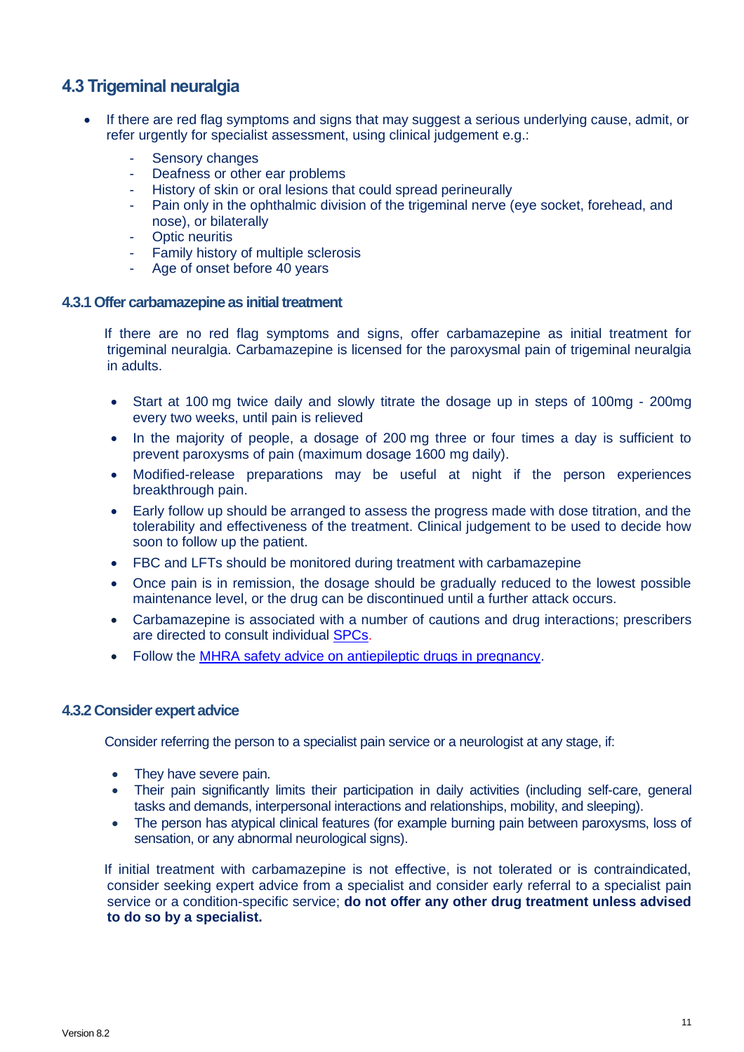## 4.3 Trigeminal neuralgia

- If there are red flag symptoms and signs that may suggest a serious underlying cause, admit, or refer urgently for specialist assessment, using clinical judgement e.g.:
  - Sensory changes
  - Deafness or other ear problems
  - History of skin or oral lesions that could spread perineurally
  - Pain only in the ophthalmic division of the trigeminal nerve (eye socket, forehead, and nose), or bilaterally
  - Optic neuritis
  - Family history of multiple sclerosis
  - Age of onset before 40 years

### 4.3.1 Offer carbamazepine as initial treatment

If there are no red flag symptoms and signs, offer carbamazepine as initial treatment for trigeminal neuralgia. Carbamazepine is licensed for the paroxysmal pain of trigeminal neuralgia in adults.

- Start at 100 mg twice daily and slowly titrate the dosage up in steps of 100mg - 200mg every two weeks, until pain is relieved
- In the majority of people, a dosage of 200 mg three or four times a day is sufficient to prevent paroxysms of pain (maximum dosage 1600 mg daily).
- Modified-release preparations may be useful at night if the person experiences breakthrough pain.
- Early follow up should be arranged to assess the progress made with dose titration, and the tolerability and effectiveness of the treatment. Clinical judgement to be used to decide how soon to follow up the patient.
- FBC and LFTs should be monitored during treatment with carbamazepine
- Once pain is in remission, the dosage should be gradually reduced to the lowest possible maintenance level, or the drug can be discontinued until a further attack occurs.
- Carbamazepine is associated with a number of cautions and drug interactions; prescribers are directed to consult individual SPCs.
- Follow the MHRA safety advice on antiepileptic drugs in pregnancy.

### 4.3.2 Consider expert advice

Consider referring the person to a specialist pain service or a neurologist at any stage, if:

- They have severe pain.
- Their pain significantly limits their participation in daily activities (including self-care, general tasks and demands, interpersonal interactions and relationships, mobility, and sleeping).
- The person has atypical clinical features (for example burning pain between paroxysms, loss of sensation, or any abnormal neurological signs).

If initial treatment with carbamazepine is not effective, is not tolerated or is contraindicated, consider seeking expert advice from a specialist and consider early referral to a specialist pain service or a condition-specific service; **do not offer any other drug treatment unless advised to do so by a specialist.**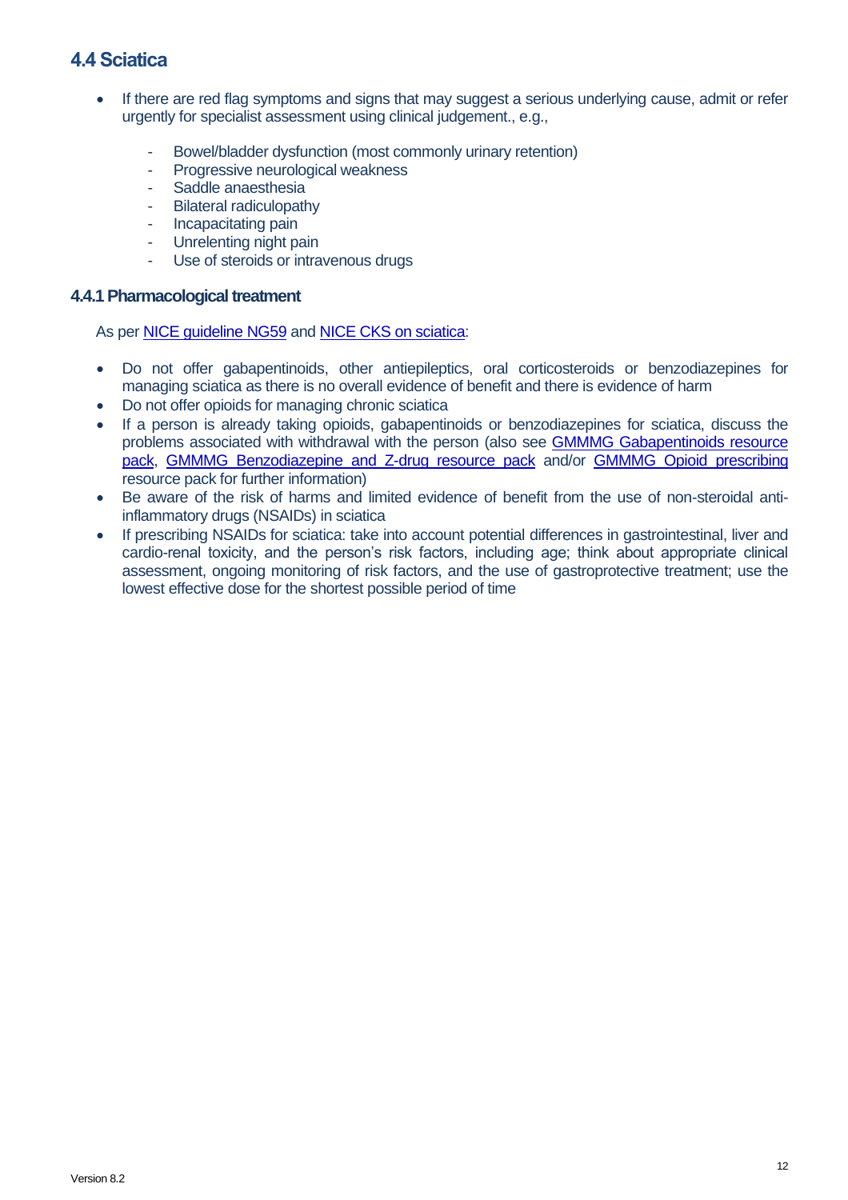## 4.4 Sciatica

- If there are red flag symptoms and signs that may suggest a serious underlying cause, admit or refer urgently for specialist assessment using clinical judgement., e.g.,
    - Bowel/bladder dysfunction (most commonly urinary retention)
    - Progressive neurological weakness
    - Saddle anaesthesia
    - Bilateral radiculopathy
    - Incapacitating pain
    - Unrelenting night pain
    - Use of steroids or intravenous drugs

### 4.4.1 Pharmacological treatment

As per NICE guideline NG59 and NICE CKS on sciatica:

- Do not offer gabapentinoids, other antiepileptics, oral corticosteroids or benzodiazepines for managing sciatica as there is no overall evidence of benefit and there is evidence of harm
- Do not offer opioids for managing chronic sciatica
- If a person is already taking opioids, gabapentinoids or benzodiazepines for sciatica, discuss the problems associated with withdrawal with the person (also see GMMMG Gabapentinoids resource pack, GMMMG Benzodiazepine and Z-drug resource pack and/or GMMMG Opioid prescribing resource pack for further information)
- Be aware of the risk of harms and limited evidence of benefit from the use of non-steroidal anti-inflammatory drugs (NSAIDs) in sciatica
- If prescribing NSAIDs for sciatica: take into account potential differences in gastrointestinal, liver and cardio-renal toxicity, and the person's risk factors, including age; think about appropriate clinical assessment, ongoing monitoring of risk factors, and the use of gastroprotective treatment; use the lowest effective dose for the shortest possible period of time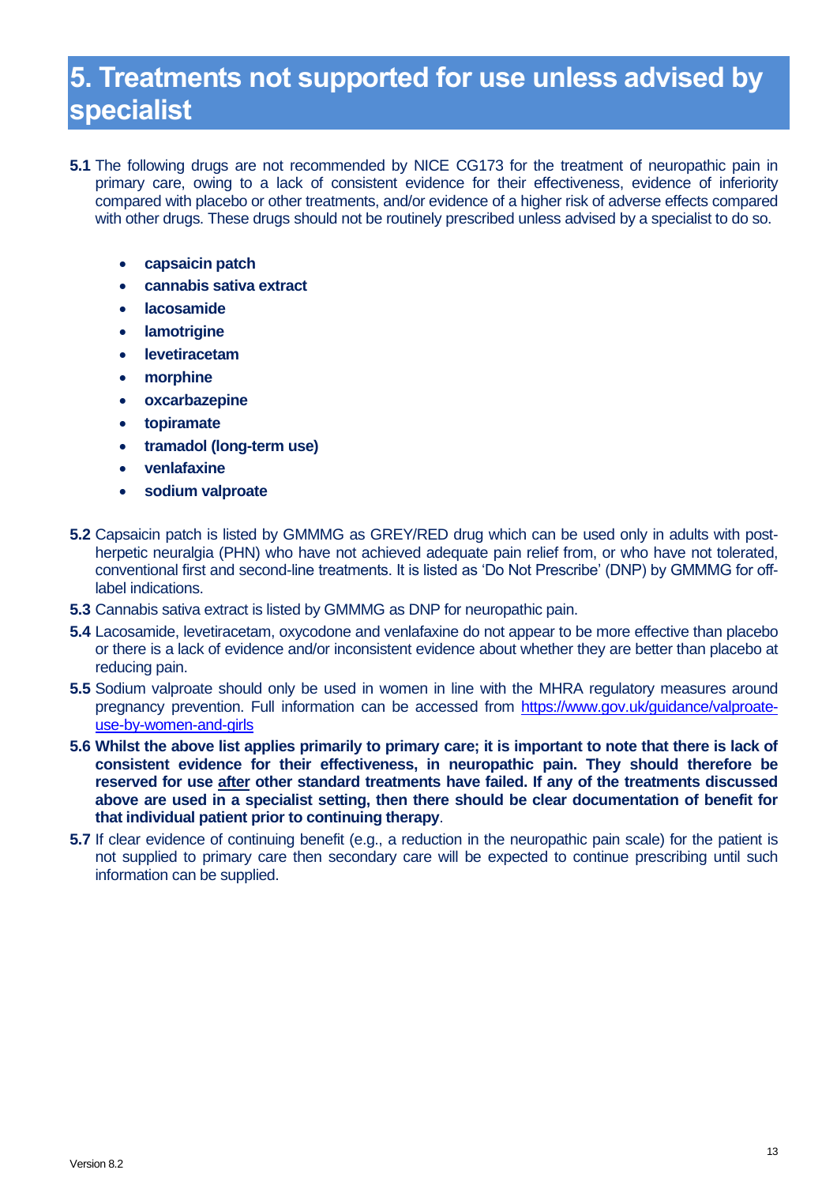# 5. Treatments not supported for use unless advised by specialist

**5.1** The following drugs are not recommended by NICE CG173 for the treatment of neuropathic pain in primary care, owing to a lack of consistent evidence for their effectiveness, evidence of inferiority compared with placebo or other treatments, and/or evidence of a higher risk of adverse effects compared with other drugs. These drugs should not be routinely prescribed unless advised by a specialist to do so.

- **capsaicin patch**
- **cannabis sativa extract**
- **lacosamide**
- **lamotrigine**
- **levetiracetam**
- **morphine**
- **oxcarbazepine**
- **topiramate**
- **tramadol (long-term use)**
- **venlafaxine**
- **sodium valproate**

**5.2** Capsaicin patch is listed by GMMMG as GREY/RED drug which can be used only in adults with post-herpetic neuralgia (PHN) who have not achieved adequate pain relief from, or who have not tolerated, conventional first and second-line treatments. It is listed as 'Do Not Prescribe' (DNP) by GMMMG for off-label indications.

**5.3** Cannabis sativa extract is listed by GMMMG as DNP for neuropathic pain.

**5.4** Lacosamide, levetiracetam, oxycodone and venlafaxine do not appear to be more effective than placebo or there is a lack of evidence and/or inconsistent evidence about whether they are better than placebo at reducing pain.

**5.5** Sodium valproate should only be used in women in line with the MHRA regulatory measures around pregnancy prevention. Full information can be accessed from https://www.gov.uk/guidance/valproate-use-by-women-and-girls

**5.6 Whilst the above list applies primarily to primary care; it is important to note that there is lack of consistent evidence for their effectiveness, in neuropathic pain. They should therefore be reserved for use <u>after</u> other standard treatments have failed. If any of the treatments discussed above are used in a specialist setting, then there should be clear documentation of benefit for that individual patient prior to continuing therapy**.

**5.7** If clear evidence of continuing benefit (e.g., a reduction in the neuropathic pain scale) for the patient is not supplied to primary care then secondary care will be expected to continue prescribing until such information can be supplied.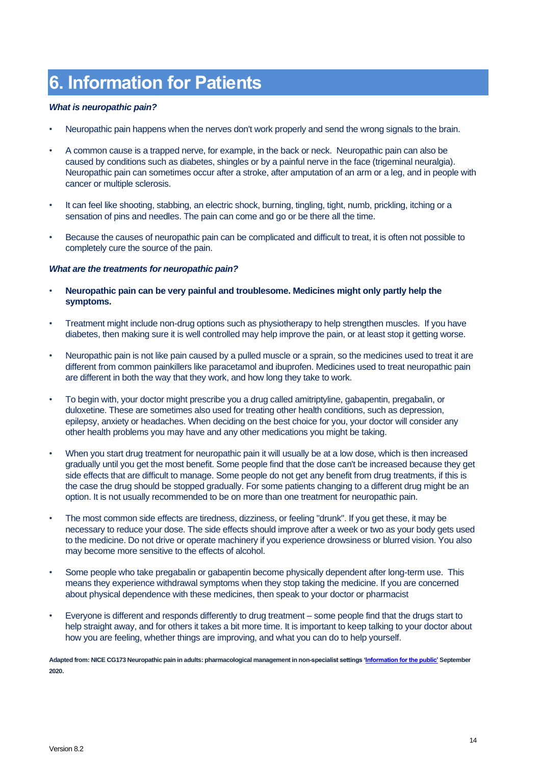# 6. Information for Patients

***What is neuropathic pain?***

- Neuropathic pain happens when the nerves don't work properly and send the wrong signals to the brain.
- A common cause is a trapped nerve, for example, in the back or neck. Neuropathic pain can also be caused by conditions such as diabetes, shingles or by a painful nerve in the face (trigeminal neuralgia). Neuropathic pain can sometimes occur after a stroke, after amputation of an arm or a leg, and in people with cancer or multiple sclerosis.
- It can feel like shooting, stabbing, an electric shock, burning, tingling, tight, numb, prickling, itching or a sensation of pins and needles. The pain can come and go or be there all the time.
- Because the causes of neuropathic pain can be complicated and difficult to treat, it is often not possible to completely cure the source of the pain.

***What are the treatments for neuropathic pain?***

- **Neuropathic pain can be very painful and troublesome. Medicines might only partly help the symptoms.**
- Treatment might include non-drug options such as physiotherapy to help strengthen muscles. If you have diabetes, then making sure it is well controlled may help improve the pain, or at least stop it getting worse.
- Neuropathic pain is not like pain caused by a pulled muscle or a sprain, so the medicines used to treat it are different from common painkillers like paracetamol and ibuprofen. Medicines used to treat neuropathic pain are different in both the way that they work, and how long they take to work.
- To begin with, your doctor might prescribe you a drug called amitriptyline, gabapentin, pregabalin, or duloxetine. These are sometimes also used for treating other health conditions, such as depression, epilepsy, anxiety or headaches. When deciding on the best choice for you, your doctor will consider any other health problems you may have and any other medications you might be taking.
- When you start drug treatment for neuropathic pain it will usually be at a low dose, which is then increased gradually until you get the most benefit. Some people find that the dose can't be increased because they get side effects that are difficult to manage. Some people do not get any benefit from drug treatments, if this is the case the drug should be stopped gradually. For some patients changing to a different drug might be an option. It is not usually recommended to be on more than one treatment for neuropathic pain.
- The most common side effects are tiredness, dizziness, or feeling "drunk". If you get these, it may be necessary to reduce your dose. The side effects should improve after a week or two as your body gets used to the medicine. Do not drive or operate machinery if you experience drowsiness or blurred vision. You also may become more sensitive to the effects of alcohol.
- Some people who take pregabalin or gabapentin become physically dependent after long-term use. This means they experience withdrawal symptoms when they stop taking the medicine. If you are concerned about physical dependence with these medicines, then speak to your doctor or pharmacist
- Everyone is different and responds differently to drug treatment – some people find that the drugs start to help straight away, and for others it takes a bit more time. It is important to keep talking to your doctor about how you are feeling, whether things are improving, and what you can do to help yourself.

**Adapted from: NICE CG173 Neuropathic pain in adults: pharmacological management in non-specialist settings 'Information for the public' September 2020.**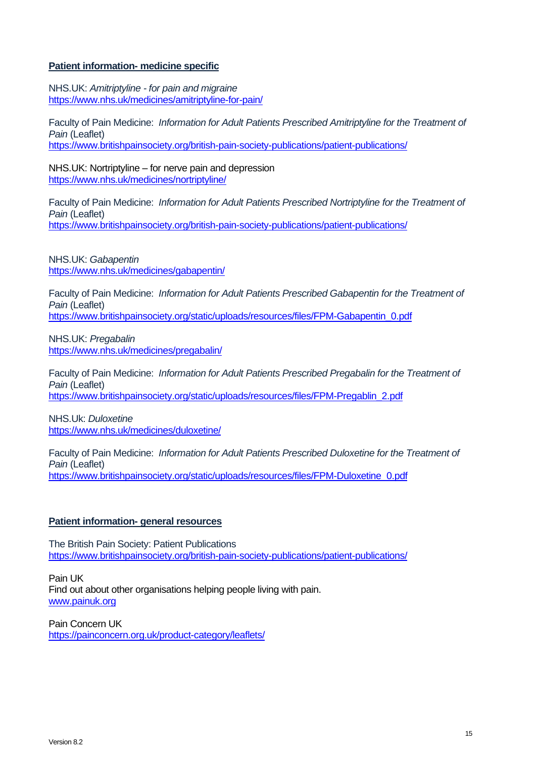**Patient information- medicine specific**

NHS.UK: *Amitriptyline - for pain and migraine*
https://www.nhs.uk/medicines/amitriptyline-for-pain/

Faculty of Pain Medicine: *Information for Adult Patients Prescribed Amitriptyline for the Treatment of Pain* (Leaflet)
https://www.britishpainsociety.org/british-pain-society-publications/patient-publications/

NHS.UK: Nortriptyline – for nerve pain and depression
https://www.nhs.uk/medicines/nortriptyline/

Faculty of Pain Medicine: *Information for Adult Patients Prescribed Nortriptyline for the Treatment of Pain* (Leaflet)
https://www.britishpainsociety.org/british-pain-society-publications/patient-publications/

NHS.UK: *Gabapentin*
https://www.nhs.uk/medicines/gabapentin/

Faculty of Pain Medicine: *Information for Adult Patients Prescribed Gabapentin for the Treatment of Pain* (Leaflet)
https://www.britishpainsociety.org/static/uploads/resources/files/FPM-Gabapentin_0.pdf

NHS.UK: *Pregabalin*
https://www.nhs.uk/medicines/pregabalin/

Faculty of Pain Medicine: *Information for Adult Patients Prescribed Pregabalin for the Treatment of Pain* (Leaflet)
https://www.britishpainsociety.org/static/uploads/resources/files/FPM-Pregablin_2.pdf

NHS.Uk: *Duloxetine*
https://www.nhs.uk/medicines/duloxetine/

Faculty of Pain Medicine: *Information for Adult Patients Prescribed Duloxetine for the Treatment of Pain* (Leaflet)
https://www.britishpainsociety.org/static/uploads/resources/files/FPM-Duloxetine_0.pdf

**Patient information- general resources**

The British Pain Society: Patient Publications
https://www.britishpainsociety.org/british-pain-society-publications/patient-publications/

Pain UK
Find out about other organisations helping people living with pain.
www.painuk.org

Pain Concern UK
https://painconcern.org.uk/product-category/leaflets/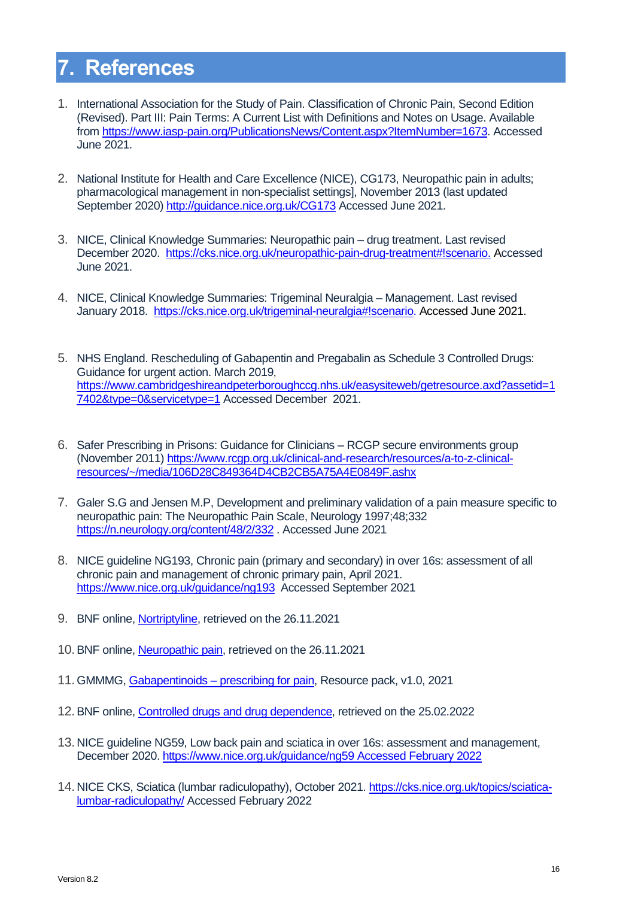# 7. References

1. International Association for the Study of Pain. Classification of Chronic Pain, Second Edition (Revised). Part III: Pain Terms: A Current List with Definitions and Notes on Usage. Available from https://www.iasp-pain.org/PublicationsNews/Content.aspx?ItemNumber=1673. Accessed June 2021.

2. National Institute for Health and Care Excellence (NICE), CG173, Neuropathic pain in adults; pharmacological management in non-specialist settings], November 2013 (last updated September 2020) http://guidance.nice.org.uk/CG173 Accessed June 2021.

3. NICE, Clinical Knowledge Summaries: Neuropathic pain – drug treatment. Last revised December 2020. https://cks.nice.org.uk/neuropathic-pain-drug-treatment#!scenario. Accessed June 2021.

4. NICE, Clinical Knowledge Summaries: Trigeminal Neuralgia – Management. Last revised January 2018. https://cks.nice.org.uk/trigeminal-neuralgia#!scenario. Accessed June 2021.

5. NHS England. Rescheduling of Gabapentin and Pregabalin as Schedule 3 Controlled Drugs: Guidance for urgent action. March 2019, https://www.cambridgeshireandpeterboroughccg.nhs.uk/easysiteweb/getresource.axd?assetid=17402&type=0&servicetype=1 Accessed December 2021.

6. Safer Prescribing in Prisons: Guidance for Clinicians – RCGP secure environments group (November 2011) https://www.rcgp.org.uk/clinical-and-research/resources/a-to-z-clinical-resources/~/media/106D28C849364D4CB2CB5A75A4E0849F.ashx

7. Galer S.G and Jensen M.P, Development and preliminary validation of a pain measure specific to neuropathic pain: The Neuropathic Pain Scale, Neurology 1997;48;332 https://n.neurology.org/content/48/2/332 . Accessed June 2021

8. NICE guideline NG193, Chronic pain (primary and secondary) in over 16s: assessment of all chronic pain and management of chronic primary pain, April 2021. https://www.nice.org.uk/guidance/ng193 Accessed September 2021

9. BNF online, Nortriptyline, retrieved on the 26.11.2021

10. BNF online, Neuropathic pain, retrieved on the 26.11.2021

11. GMMMG, Gabapentinoids – prescribing for pain, Resource pack, v1.0, 2021

12. BNF online, Controlled drugs and drug dependence, retrieved on the 25.02.2022

13. NICE guideline NG59, Low back pain and sciatica in over 16s: assessment and management, December 2020. https://www.nice.org.uk/guidance/ng59 Accessed February 2022

14. NICE CKS, Sciatica (lumbar radiculopathy), October 2021. https://cks.nice.org.uk/topics/sciatica-lumbar-radiculopathy/ Accessed February 2022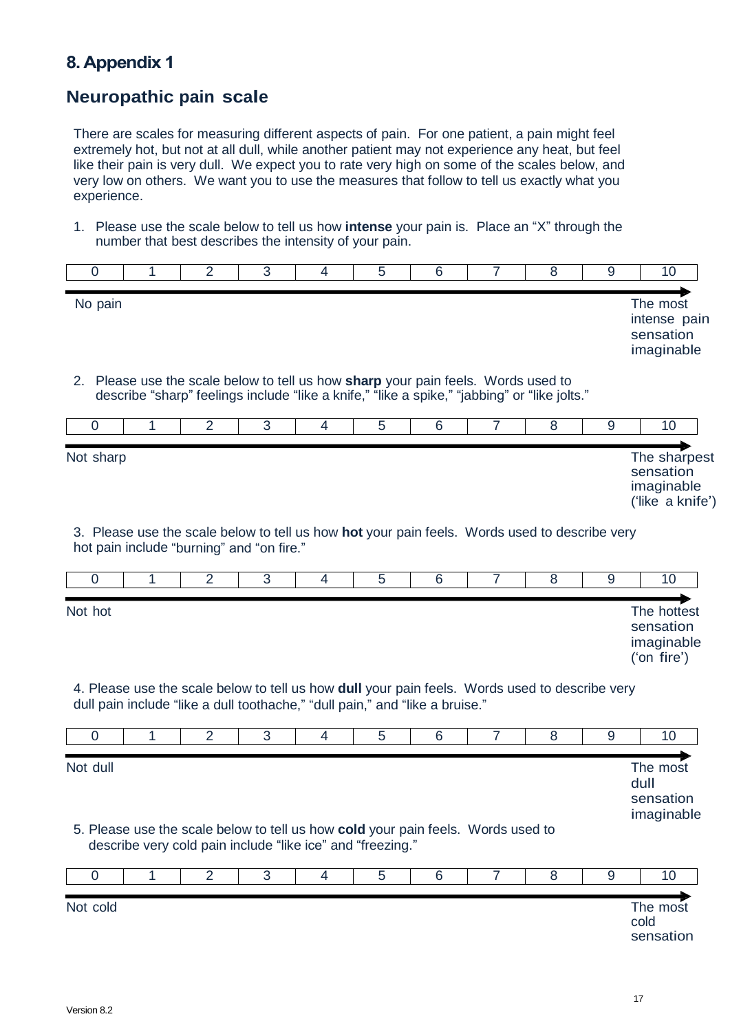## 8. Appendix 1

## Neuropathic pain scale

There are scales for measuring different aspects of pain. For one patient, a pain might feel extremely hot, but not at all dull, while another patient may not experience any heat, but feel like their pain is very dull. We expect you to rate very high on some of the scales below, and very low on others. We want you to use the measures that follow to tell us exactly what you experience.

1. Please use the scale below to tell us how **intense** your pain is. Place an "X" through the number that best describes the intensity of your pain.

| 0 | 1 | 2 | 3 | 4 | 5 | 6 | 7 | 8 | 9 | 10 |
|---|---|---|---|---|---|---|---|---|---|---|

No pain — The most intense pain sensation imaginable

2. Please use the scale below to tell us how **sharp** your pain feels. Words used to describe "sharp" feelings include "like a knife," "like a spike," "jabbing" or "like jolts."

| 0 | 1 | 2 | 3 | 4 | 5 | 6 | 7 | 8 | 9 | 10 |
|---|---|---|---|---|---|---|---|---|---|---|

Not sharp — The sharpest sensation imaginable ('like a knife')

3. Please use the scale below to tell us how **hot** your pain feels. Words used to describe very hot pain include "burning" and "on fire."

| 0 | 1 | 2 | 3 | 4 | 5 | 6 | 7 | 8 | 9 | 10 |
|---|---|---|---|---|---|---|---|---|---|---|

Not hot — The hottest sensation imaginable ('on fire')

4. Please use the scale below to tell us how **dull** your pain feels. Words used to describe very dull pain include "like a dull toothache," "dull pain," and "like a bruise."

| 0 | 1 | 2 | 3 | 4 | 5 | 6 | 7 | 8 | 9 | 10 |
|---|---|---|---|---|---|---|---|---|---|---|

Not dull — The most dull sensation imaginable

5. Please use the scale below to tell us how **cold** your pain feels. Words used to describe very cold pain include "like ice" and "freezing."

| 0 | 1 | 2 | 3 | 4 | 5 | 6 | 7 | 8 | 9 | 10 |
|---|---|---|---|---|---|---|---|---|---|---|

Not cold — The most cold sensation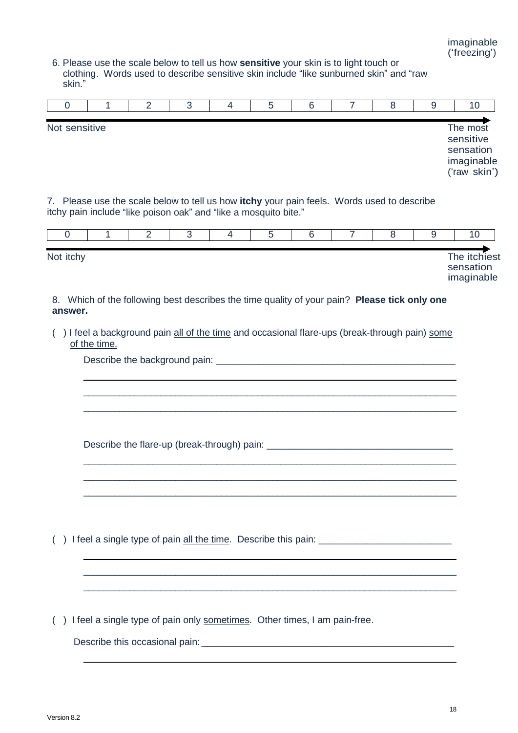imaginable ('freezing')

6. Please use the scale below to tell us how **sensitive** your skin is to light touch or clothing. Words used to describe sensitive skin include "like sunburned skin" and "raw skin."

| 0 | 1 | 2 | 3 | 4 | 5 | 6 | 7 | 8 | 9 | 10 |
|---|---|---|---|---|---|---|---|---|---|---|

Not sensitive → The most sensitive sensation imaginable ('raw skin')

7. Please use the scale below to tell us how **itchy** your pain feels. Words used to describe itchy pain include "like poison oak" and "like a mosquito bite."

| 0 | 1 | 2 | 3 | 4 | 5 | 6 | 7 | 8 | 9 | 10 |
|---|---|---|---|---|---|---|---|---|---|---|

Not itchy → The itchiest sensation imaginable

8. Which of the following best describes the time quality of your pain? **Please tick only one answer.**

( ) I feel a background pain all of the time and occasional flare-ups (break-through pain) some of the time.

Describe the background pain: ______________________________________________

________________________________________________________________________

________________________________________________________________________

________________________________________________________________________

Describe the flare-up (break-through) pain: ___________________________________

________________________________________________________________________

________________________________________________________________________

________________________________________________________________________

( ) I feel a single type of pain all the time. Describe this pain: ______________________

________________________________________________________________________

________________________________________________________________________

________________________________________________________________________

( ) I feel a single type of pain only sometimes. Other times, I am pain-free.

Describe this occasional pain: ______________________________________________

________________________________________________________________________

Version 8.2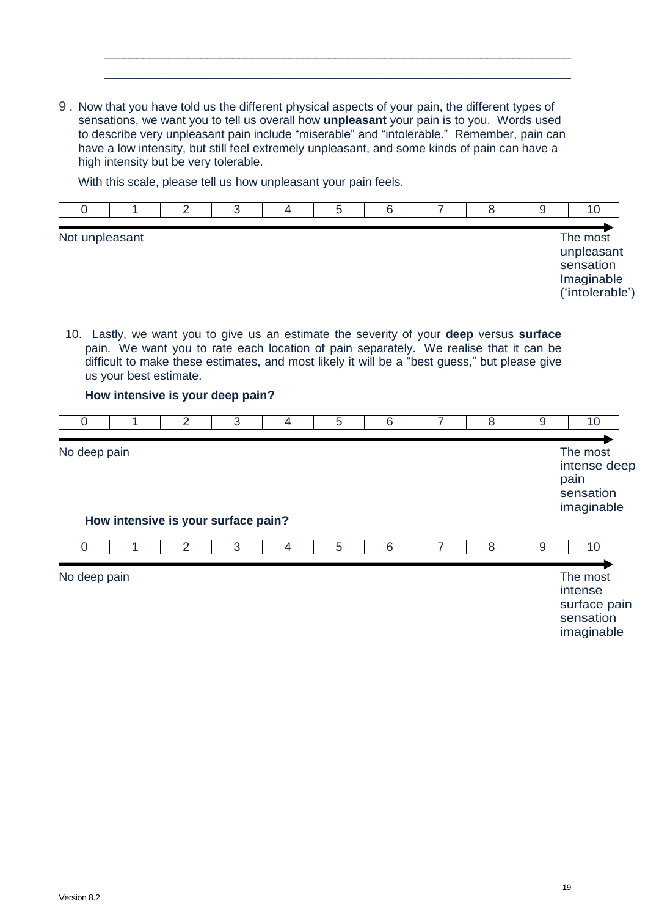\_\_\_\_\_\_\_\_\_\_\_\_\_\_\_\_\_\_\_\_\_\_\_\_\_\_\_\_\_\_\_\_\_\_\_\_\_\_\_\_\_\_\_\_\_\_\_\_\_\_\_\_\_\_\_\_\_\_\_\_\_\_\_\_\_\_

\_\_\_\_\_\_\_\_\_\_\_\_\_\_\_\_\_\_\_\_\_\_\_\_\_\_\_\_\_\_\_\_\_\_\_\_\_\_\_\_\_\_\_\_\_\_\_\_\_\_\_\_\_\_\_\_\_\_\_\_\_\_\_\_\_\_

9. Now that you have told us the different physical aspects of your pain, the different types of sensations, we want you to tell us overall how **unpleasant** your pain is to you. Words used to describe very unpleasant pain include "miserable" and "intolerable." Remember, pain can have a low intensity, but still feel extremely unpleasant, and some kinds of pain can have a high intensity but be very tolerable.

   With this scale, please tell us how unpleasant your pain feels.

| 0 | 1 | 2 | 3 | 4 | 5 | 6 | 7 | 8 | 9 | 10 |
|---|---|---|---|---|---|---|---|---|---|---|

Not unpleasant → The most unpleasant sensation Imaginable ('intolerable')

10. Lastly, we want you to give us an estimate the severity of your **deep** versus **surface** pain. We want you to rate each location of pain separately. We realise that it can be difficult to make these estimates, and most likely it will be a "best guess," but please give us your best estimate.

   **How intensive is your deep pain?**

| 0 | 1 | 2 | 3 | 4 | 5 | 6 | 7 | 8 | 9 | 10 |
|---|---|---|---|---|---|---|---|---|---|---|

No deep pain → The most intense deep pain sensation imaginable

   **How intensive is your surface pain?**

| 0 | 1 | 2 | 3 | 4 | 5 | 6 | 7 | 8 | 9 | 10 |
|---|---|---|---|---|---|---|---|---|---|---|

No deep pain → The most intense surface pain sensation imaginable

Version 8.2